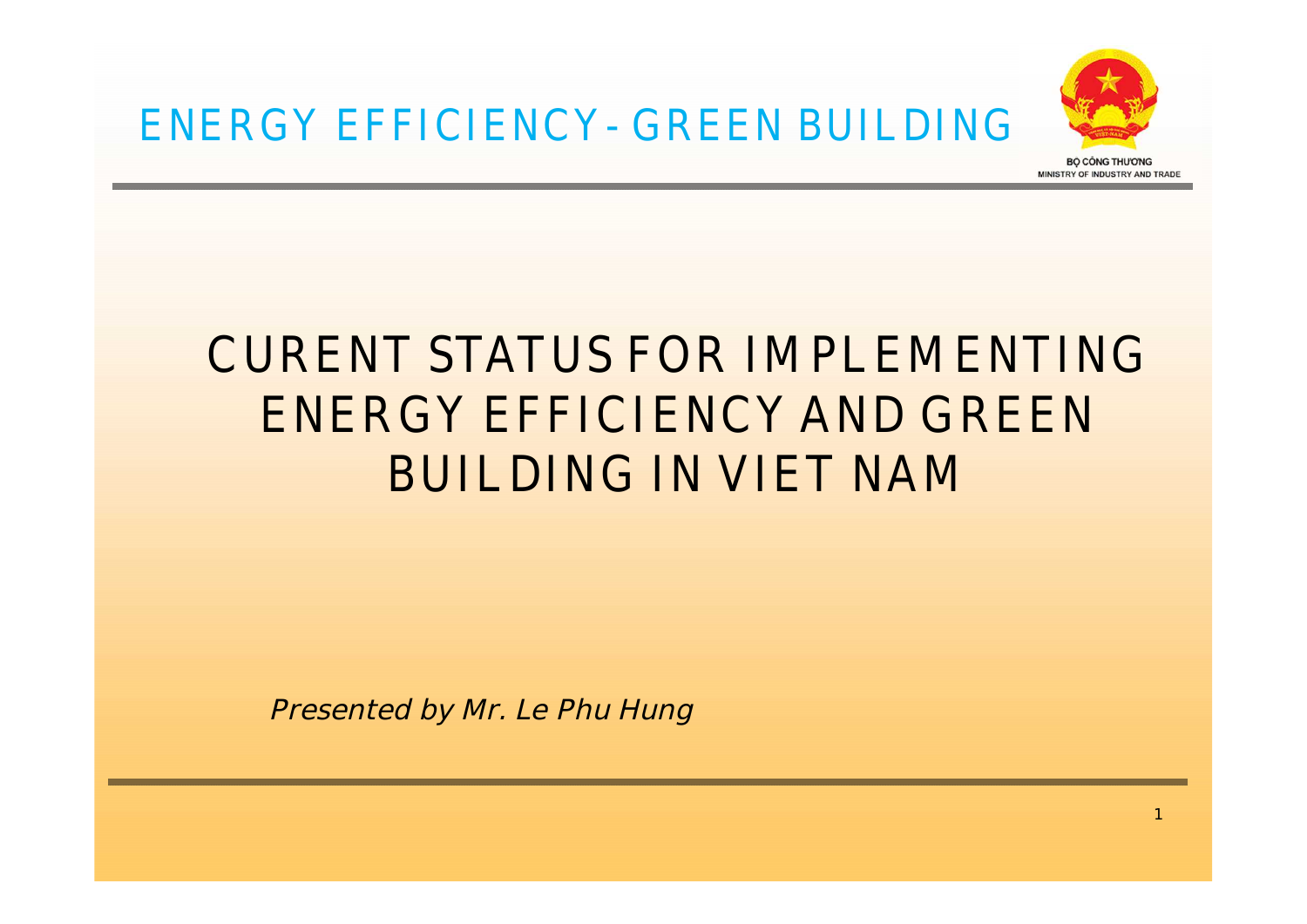ENERGY EFFICIENCY - GREEN BUILDING

BỘ CÔNG THƯƠNG
MINISTRY OF INDUSTRY AND TRADE

# CURENT STATUS FOR IMPLEMENTING ENERGY EFFICIENCY AND GREEN BUILDING IN VIET NAM

*Presented by Mr. Le Phu Hung*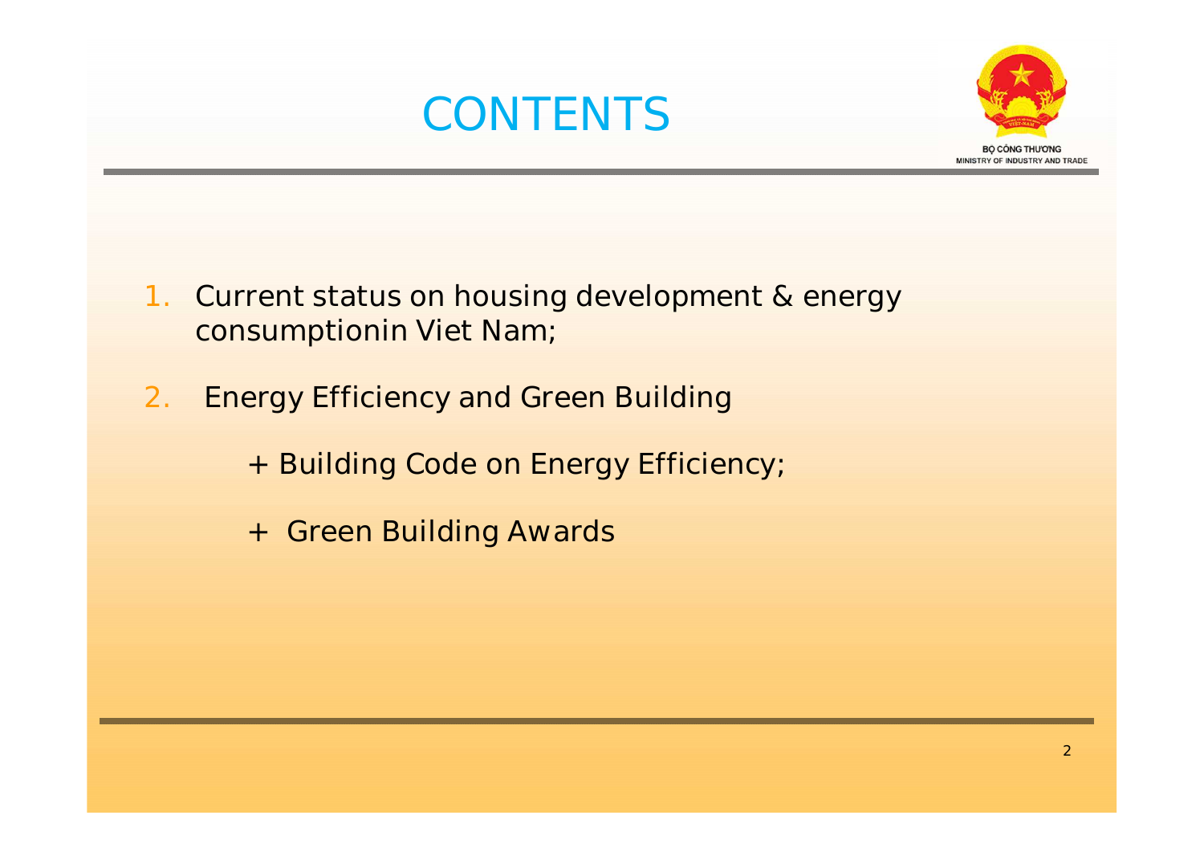# CONTENTS

BỘ CÔNG THƯƠNG
MINISTRY OF INDUSTRY AND TRADE

1. Current status on housing development & energy consumptionin Viet Nam;
2. Energy Efficiency and Green Building

   + Building Code on Energy Efficiency;

   + Green Building Awards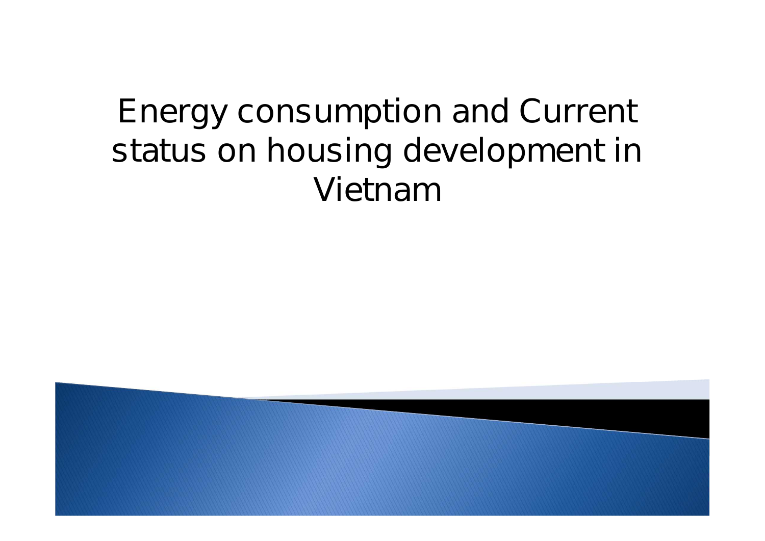# Energy consumption and Current status on housing development in Vietnam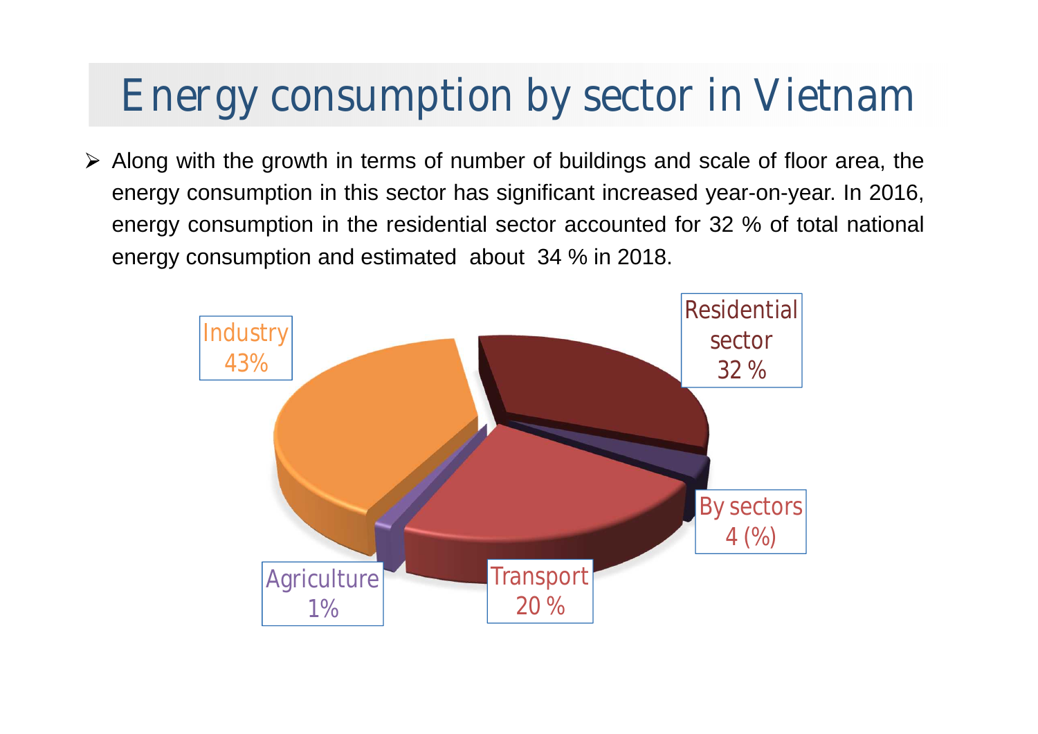# Energy consumption by sector in Vietnam

- Along with the growth in terms of number of buildings and scale of floor area, the energy consumption in this sector has significant increased year-on-year. In 2016, energy consumption in the residential sector accounted for 32 % of total national energy consumption and estimated about 34 % in 2018.

Industry 43%

Residential sector 32 %

By sectors 4 (%)

Transport 20 %

Agriculture 1%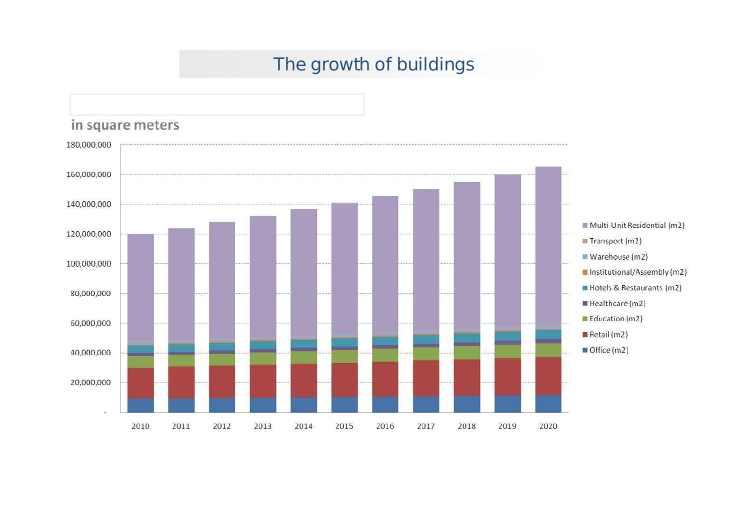# The growth of buildings

in square meters

180,000,000
160,000,000
140,000,000
120,000,000
100,000,000
80,000,000
60,000,000
40,000,000
20,000,000
-

2010 2011 2012 2013 2014 2015 2016 2017 2018 2019 2020

- Multi-Unit Residential (m2)
- Transport (m2)
- Warehouse (m2)
- Institutional/Assembly (m2)
- Hotels & Restaurants (m2)
- Healthcare (m2)
- Education (m2)
- Retail (m2)
- Office (m2)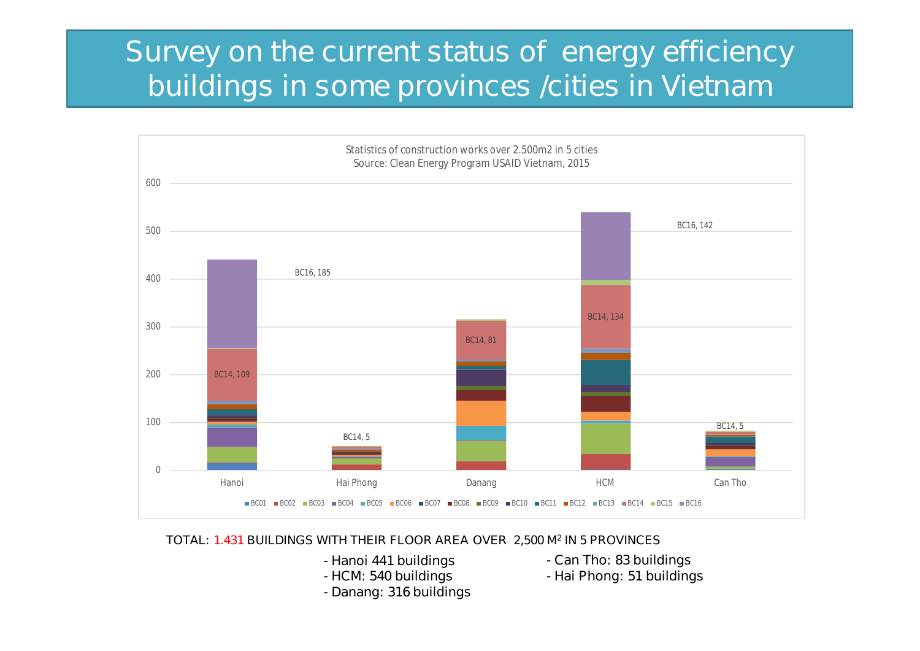# Survey on the current status of energy efficiency buildings in some provinces /cities in Vietnam

Statistics of construction works over 2.500m2 in 5 cities
Source: Clean Energy Program USAID Vietnam, 2015

TOTAL: 1.431 BUILDINGS WITH THEIR FLOOR AREA OVER 2,500 $M^2$ IN 5 PROVINCES

- Hanoi 441 buildings
- HCM: 540 buildings
- Danang: 316 buildings
- Can Tho: 83 buildings
- Hai Phong: 51 buildings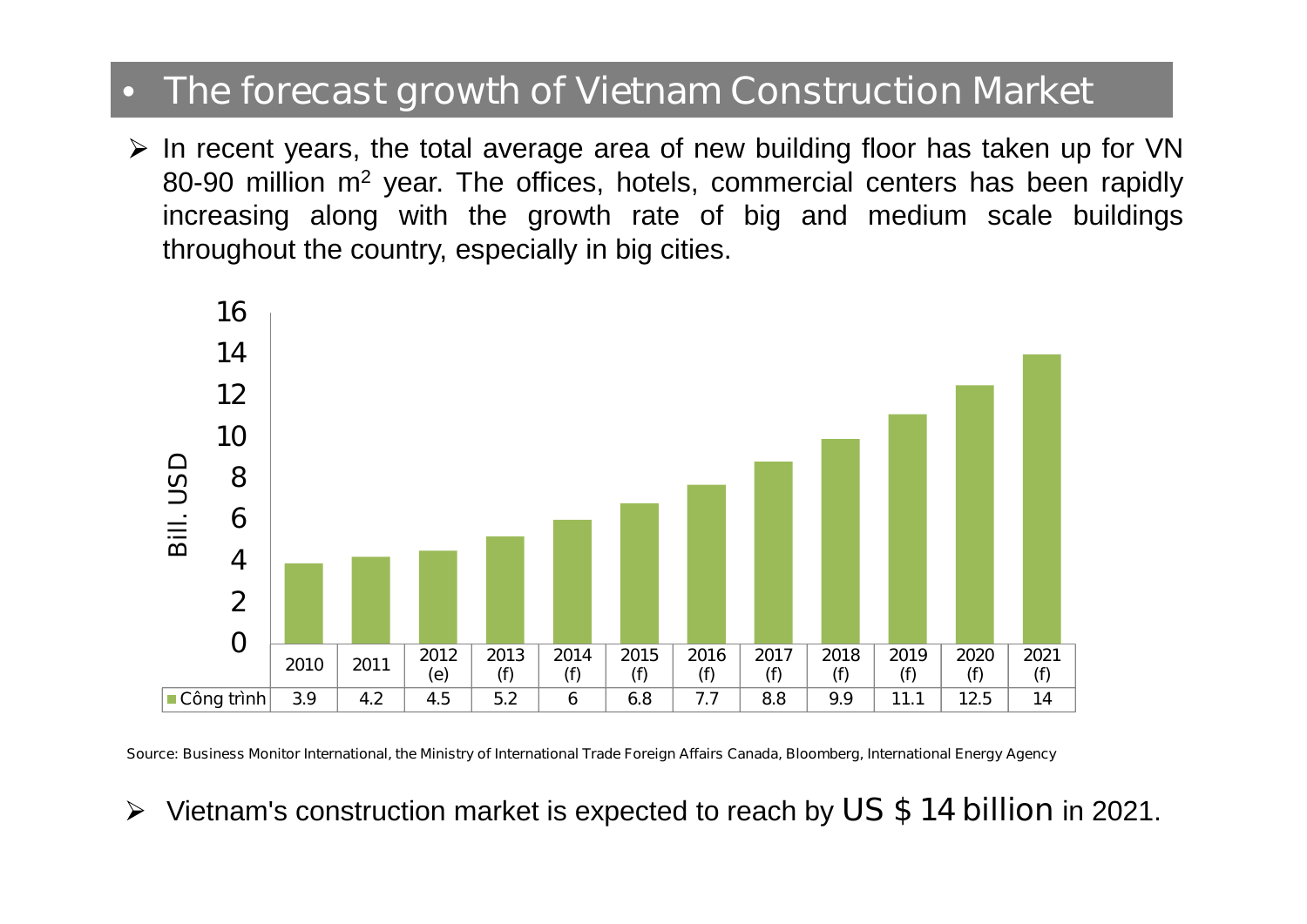## • The forecast growth of Vietnam Construction Market

- In recent years, the total average area of new building floor has taken up for VN 80-90 million $m^2$ year. The offices, hotels, commercial centers has been rapidly increasing along with the growth rate of big and medium scale buildings throughout the country, especially in big cities.

Bill. USD

| | 2010 | 2011 | 2012 (e) | 2013 (f) | 2014 (f) | 2015 (f) | 2016 (f) | 2017 (f) | 2018 (f) | 2019 (f) | 2020 (f) | 2021 (f) |
|---|---|---|---|---|---|---|---|---|---|---|---|---|
| Công trình | 3.9 | 4.2 | 4.5 | 5.2 | 6 | 6.8 | 7.7 | 8.8 | 9.9 | 11.1 | 12.5 | 14 |

Source: Business Monitor International, the Ministry of International Trade Foreign Affairs Canada, Bloomberg, International Energy Agency

- Vietnam's construction market is expected to reach by US $ 14 billion in 2021.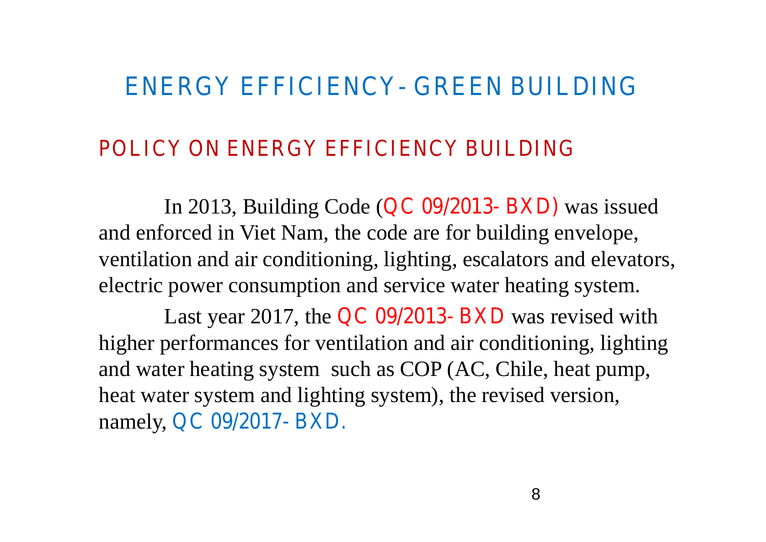# ENERGY EFFICIENCY - GREEN BUILDING

## POLICY ON ENERGY EFFICIENCY BUILDING

In 2013, Building Code (QC 09/2013- BXD) was issued and enforced in Viet Nam, the code are for building envelope, ventilation and air conditioning, lighting, escalators and elevators, electric power consumption and service water heating system.

Last year 2017, the QC 09/2013- BXD was revised with higher performances for ventilation and air conditioning, lighting and water heating system such as COP (AC, Chile, heat pump, heat water system and lighting system), the revised version, namely, QC 09/2017- BXD.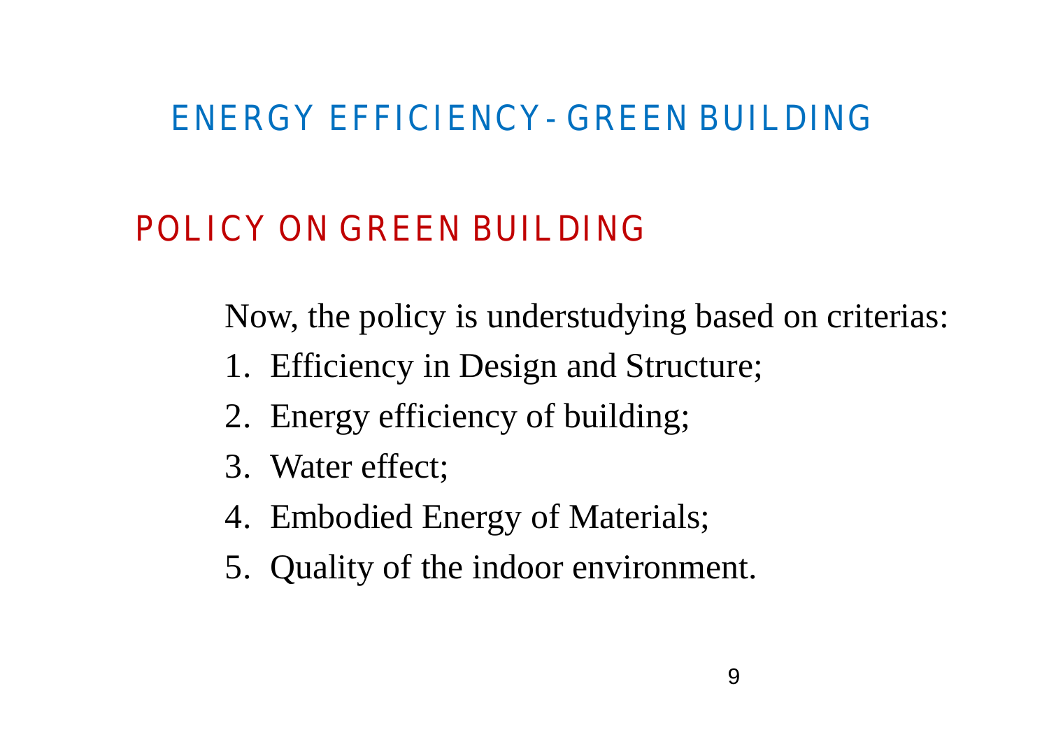# ENERGY EFFICIENCY - GREEN BUILDING

## POLICY ON GREEN BUILDING

Now, the policy is understudying based on criterias:

1. Efficiency in Design and Structure;
2. Energy efficiency of building;
3. Water effect;
4. Embodied Energy of Materials;
5. Quality of the indoor environment.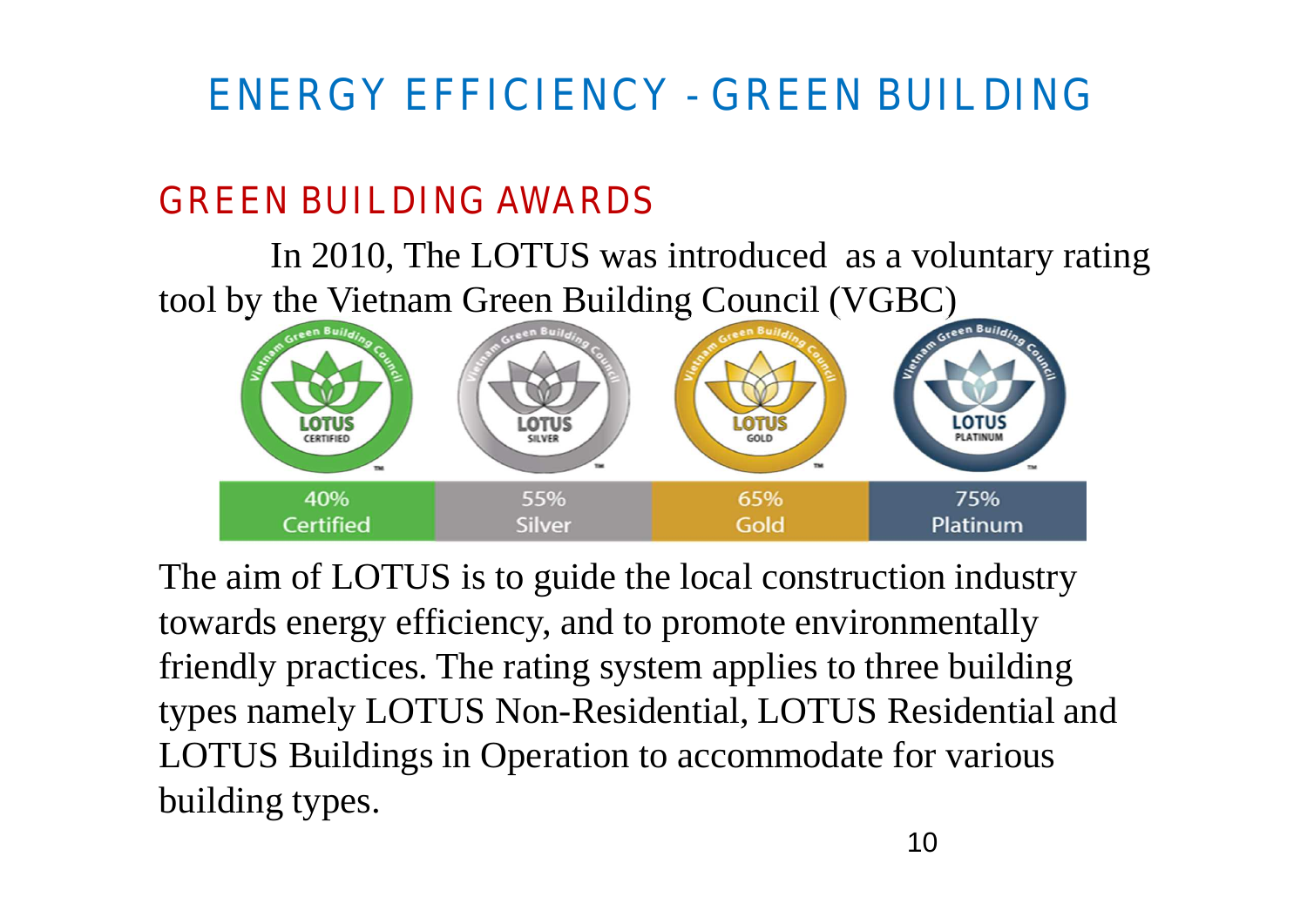# ENERGY EFFICIENCY - GREEN BUILDING

## GREEN BUILDING AWARDS

In 2010, The LOTUS was introduced as a voluntary rating tool by the Vietnam Green Building Council (VGBC)

| 40% Certified | 55% Silver | 65% Gold | 75% Platinum |
|---|---|---|---|

The aim of LOTUS is to guide the local construction industry towards energy efficiency, and to promote environmentally friendly practices. The rating system applies to three building types namely LOTUS Non-Residential, LOTUS Residential and LOTUS Buildings in Operation to accommodate for various building types.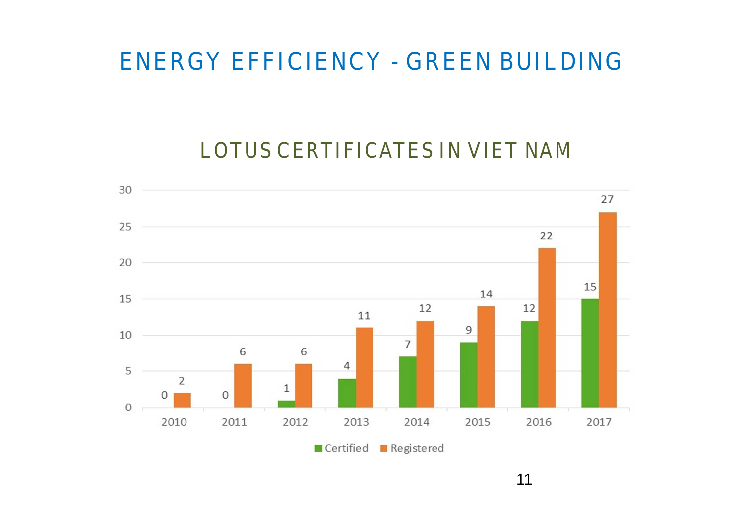# ENERGY EFFICIENCY - GREEN BUILDING

## LOTUS CERTIFICATES IN VIET NAM

| Year | Certified | Registered |
|---|---|---|
| 2010 | 0 | 2 |
| 2011 | 0 | 6 |
| 2012 | 1 | 6 |
| 2013 | 4 | 11 |
| 2014 | 7 | 12 |
| 2015 | 9 | 14 |
| 2016 | 12 | 22 |
| 2017 | 15 | 27 |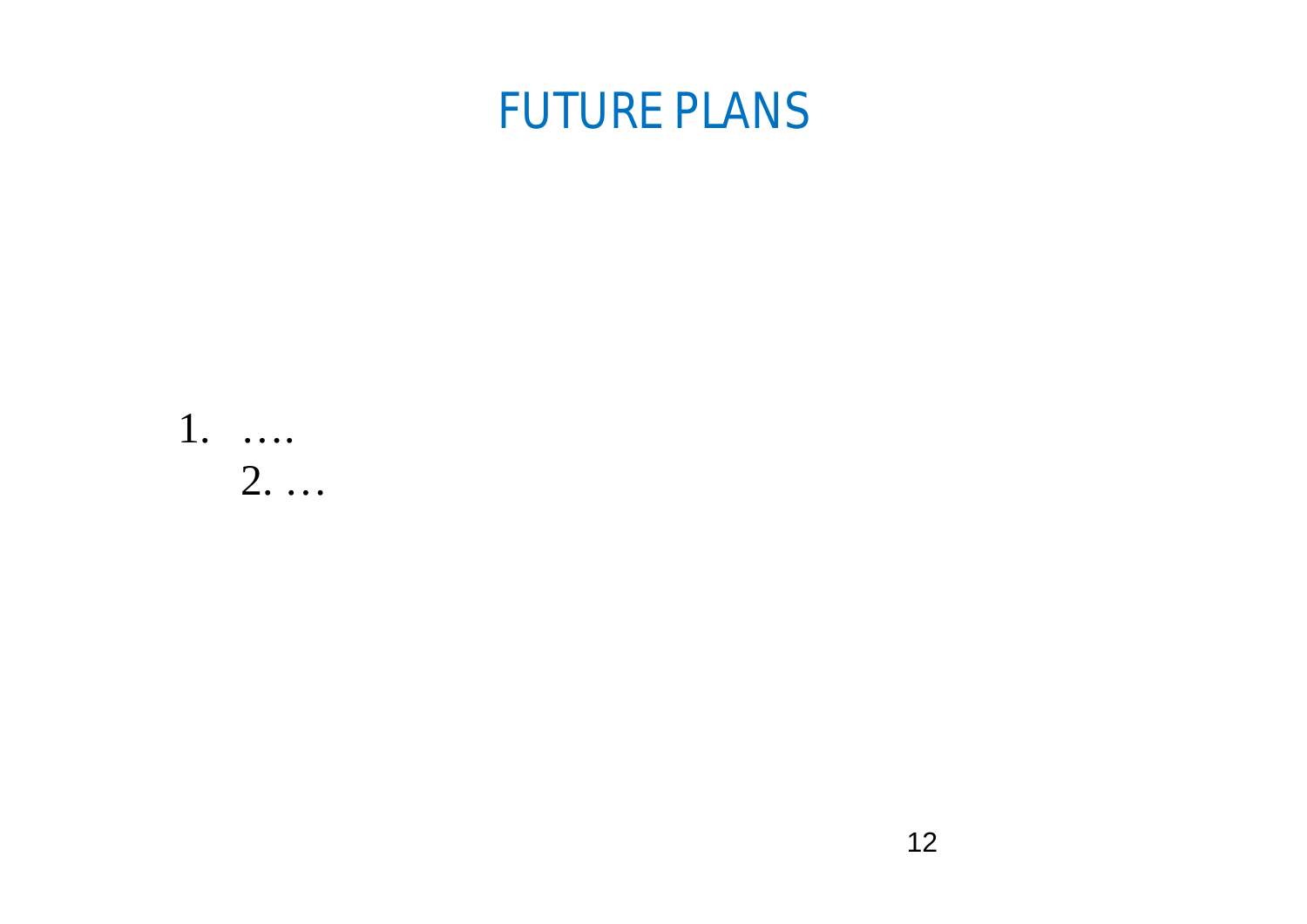# FUTURE PLANS

1. ….
2. …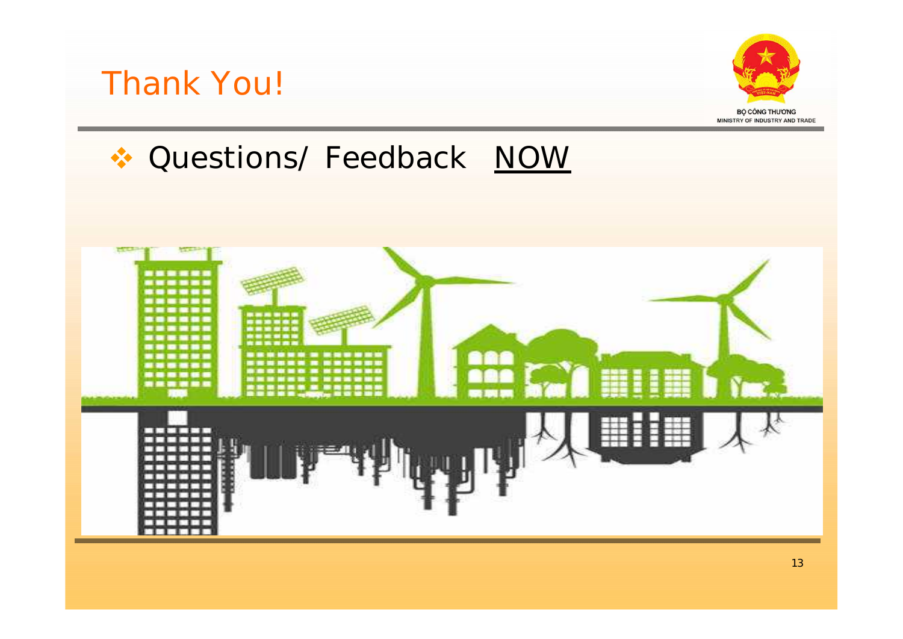# Thank You!

BỘ CÔNG THƯƠNG
MINISTRY OF INDUSTRY AND TRADE

- Questions/ Feedback NOW